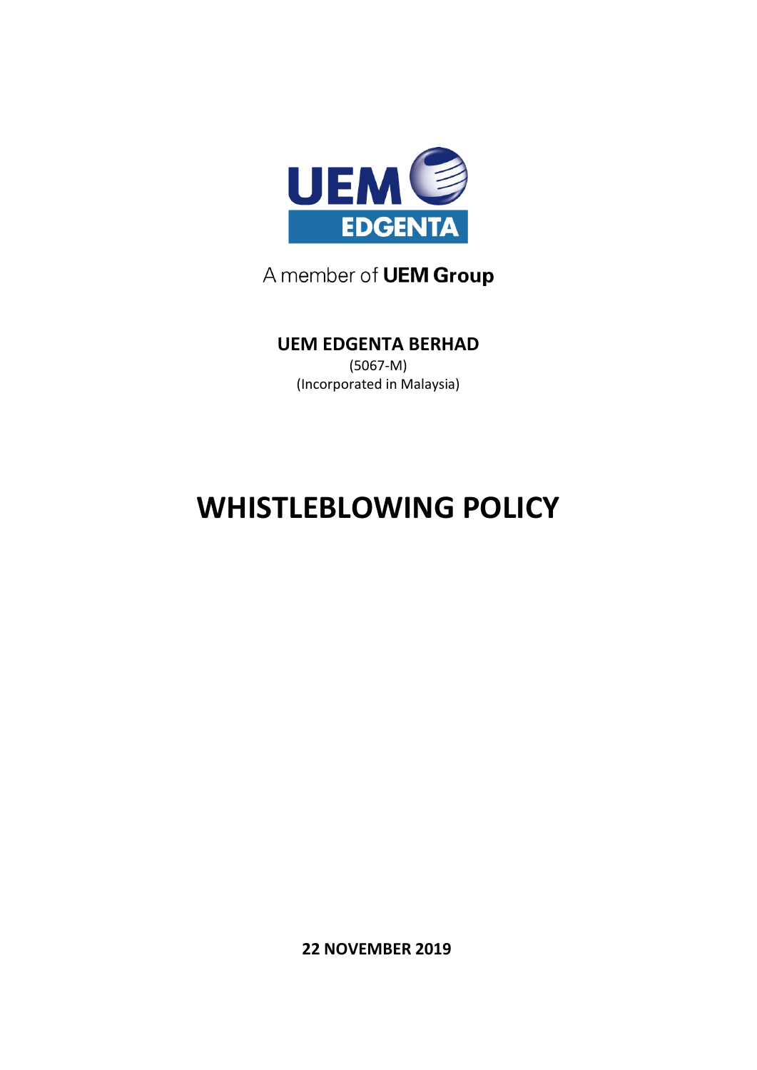A member of **UEM Group**

**UEM EDGENTA BERHAD**

(5067-M)

(Incorporated in Malaysia)

# WHISTLEBLOWING POLICY

**22 NOVEMBER 2019**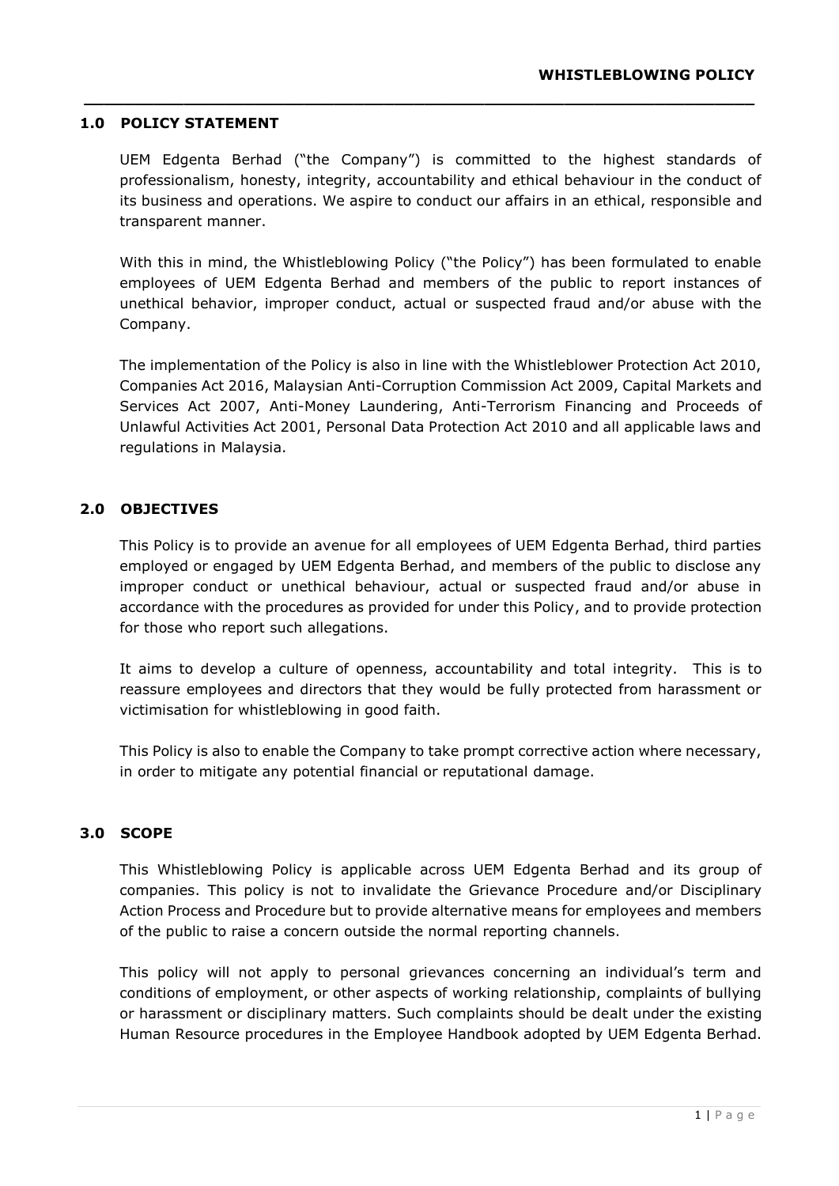# WHISTLEBLOWING POLICY

## 1.0 POLICY STATEMENT

UEM Edgenta Berhad ("the Company") is committed to the highest standards of professionalism, honesty, integrity, accountability and ethical behaviour in the conduct of its business and operations. We aspire to conduct our affairs in an ethical, responsible and transparent manner.

With this in mind, the Whistleblowing Policy ("the Policy") has been formulated to enable employees of UEM Edgenta Berhad and members of the public to report instances of unethical behavior, improper conduct, actual or suspected fraud and/or abuse with the Company.

The implementation of the Policy is also in line with the Whistleblower Protection Act 2010, Companies Act 2016, Malaysian Anti-Corruption Commission Act 2009, Capital Markets and Services Act 2007, Anti-Money Laundering, Anti-Terrorism Financing and Proceeds of Unlawful Activities Act 2001, Personal Data Protection Act 2010 and all applicable laws and regulations in Malaysia.

## 2.0 OBJECTIVES

This Policy is to provide an avenue for all employees of UEM Edgenta Berhad, third parties employed or engaged by UEM Edgenta Berhad, and members of the public to disclose any improper conduct or unethical behaviour, actual or suspected fraud and/or abuse in accordance with the procedures as provided for under this Policy, and to provide protection for those who report such allegations.

It aims to develop a culture of openness, accountability and total integrity. This is to reassure employees and directors that they would be fully protected from harassment or victimisation for whistleblowing in good faith.

This Policy is also to enable the Company to take prompt corrective action where necessary, in order to mitigate any potential financial or reputational damage.

## 3.0 SCOPE

This Whistleblowing Policy is applicable across UEM Edgenta Berhad and its group of companies. This policy is not to invalidate the Grievance Procedure and/or Disciplinary Action Process and Procedure but to provide alternative means for employees and members of the public to raise a concern outside the normal reporting channels.

This policy will not apply to personal grievances concerning an individual's term and conditions of employment, or other aspects of working relationship, complaints of bullying or harassment or disciplinary matters. Such complaints should be dealt under the existing Human Resource procedures in the Employee Handbook adopted by UEM Edgenta Berhad.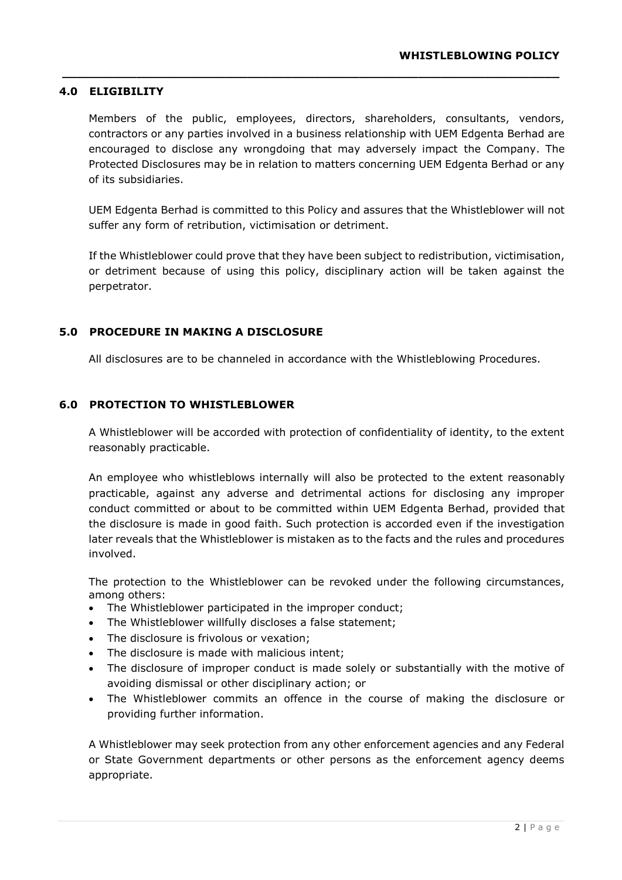## 4.0 ELIGIBILITY

Members of the public, employees, directors, shareholders, consultants, vendors, contractors or any parties involved in a business relationship with UEM Edgenta Berhad are encouraged to disclose any wrongdoing that may adversely impact the Company. The Protected Disclosures may be in relation to matters concerning UEM Edgenta Berhad or any of its subsidiaries.

UEM Edgenta Berhad is committed to this Policy and assures that the Whistleblower will not suffer any form of retribution, victimisation or detriment.

If the Whistleblower could prove that they have been subject to redistribution, victimisation, or detriment because of using this policy, disciplinary action will be taken against the perpetrator.

## 5.0 PROCEDURE IN MAKING A DISCLOSURE

All disclosures are to be channeled in accordance with the Whistleblowing Procedures.

## 6.0 PROTECTION TO WHISTLEBLOWER

A Whistleblower will be accorded with protection of confidentiality of identity, to the extent reasonably practicable.

An employee who whistleblows internally will also be protected to the extent reasonably practicable, against any adverse and detrimental actions for disclosing any improper conduct committed or about to be committed within UEM Edgenta Berhad, provided that the disclosure is made in good faith. Such protection is accorded even if the investigation later reveals that the Whistleblower is mistaken as to the facts and the rules and procedures involved.

The protection to the Whistleblower can be revoked under the following circumstances, among others:

- The Whistleblower participated in the improper conduct;
- The Whistleblower willfully discloses a false statement;
- The disclosure is frivolous or vexation;
- The disclosure is made with malicious intent;
- The disclosure of improper conduct is made solely or substantially with the motive of avoiding dismissal or other disciplinary action; or
- The Whistleblower commits an offence in the course of making the disclosure or providing further information.

A Whistleblower may seek protection from any other enforcement agencies and any Federal or State Government departments or other persons as the enforcement agency deems appropriate.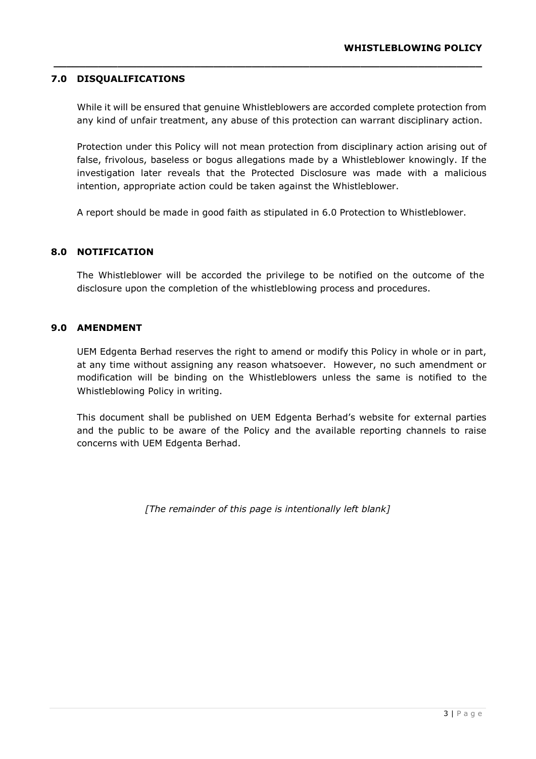## 7.0 DISQUALIFICATIONS

While it will be ensured that genuine Whistleblowers are accorded complete protection from any kind of unfair treatment, any abuse of this protection can warrant disciplinary action.

Protection under this Policy will not mean protection from disciplinary action arising out of false, frivolous, baseless or bogus allegations made by a Whistleblower knowingly. If the investigation later reveals that the Protected Disclosure was made with a malicious intention, appropriate action could be taken against the Whistleblower.

A report should be made in good faith as stipulated in 6.0 Protection to Whistleblower.

## 8.0 NOTIFICATION

The Whistleblower will be accorded the privilege to be notified on the outcome of the disclosure upon the completion of the whistleblowing process and procedures.

## 9.0 AMENDMENT

UEM Edgenta Berhad reserves the right to amend or modify this Policy in whole or in part, at any time without assigning any reason whatsoever. However, no such amendment or modification will be binding on the Whistleblowers unless the same is notified to the Whistleblowing Policy in writing.

This document shall be published on UEM Edgenta Berhad's website for external parties and the public to be aware of the Policy and the available reporting channels to raise concerns with UEM Edgenta Berhad.

*[The remainder of this page is intentionally left blank]*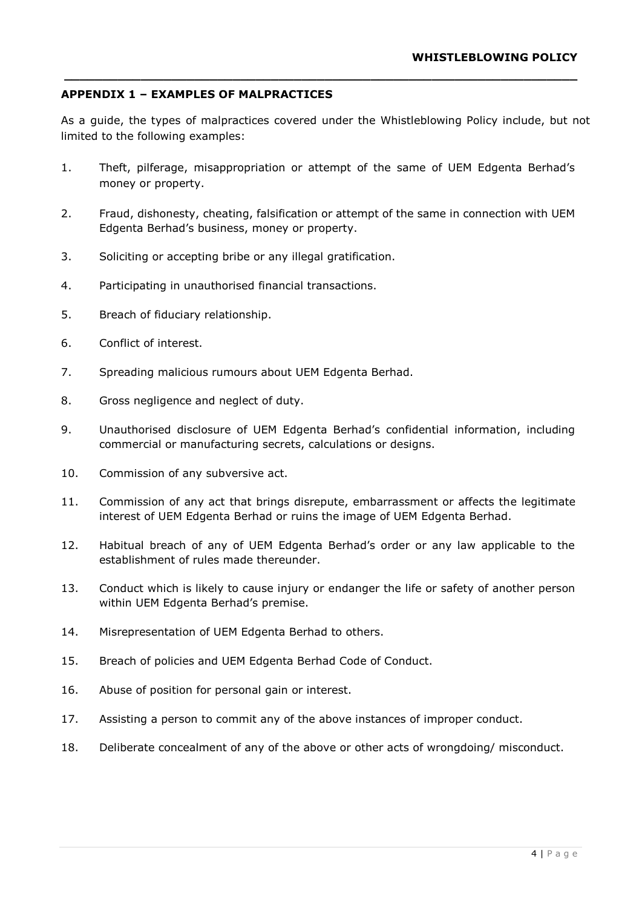## APPENDIX 1 – EXAMPLES OF MALPRACTICES

As a guide, the types of malpractices covered under the Whistleblowing Policy include, but not limited to the following examples:

1. Theft, pilferage, misappropriation or attempt of the same of UEM Edgenta Berhad's money or property.
2. Fraud, dishonesty, cheating, falsification or attempt of the same in connection with UEM Edgenta Berhad's business, money or property.
3. Soliciting or accepting bribe or any illegal gratification.
4. Participating in unauthorised financial transactions.
5. Breach of fiduciary relationship.
6. Conflict of interest.
7. Spreading malicious rumours about UEM Edgenta Berhad.
8. Gross negligence and neglect of duty.
9. Unauthorised disclosure of UEM Edgenta Berhad's confidential information, including commercial or manufacturing secrets, calculations or designs.
10. Commission of any subversive act.
11. Commission of any act that brings disrepute, embarrassment or affects the legitimate interest of UEM Edgenta Berhad or ruins the image of UEM Edgenta Berhad.
12. Habitual breach of any of UEM Edgenta Berhad's order or any law applicable to the establishment of rules made thereunder.
13. Conduct which is likely to cause injury or endanger the life or safety of another person within UEM Edgenta Berhad's premise.
14. Misrepresentation of UEM Edgenta Berhad to others.
15. Breach of policies and UEM Edgenta Berhad Code of Conduct.
16. Abuse of position for personal gain or interest.
17. Assisting a person to commit any of the above instances of improper conduct.
18. Deliberate concealment of any of the above or other acts of wrongdoing/ misconduct.